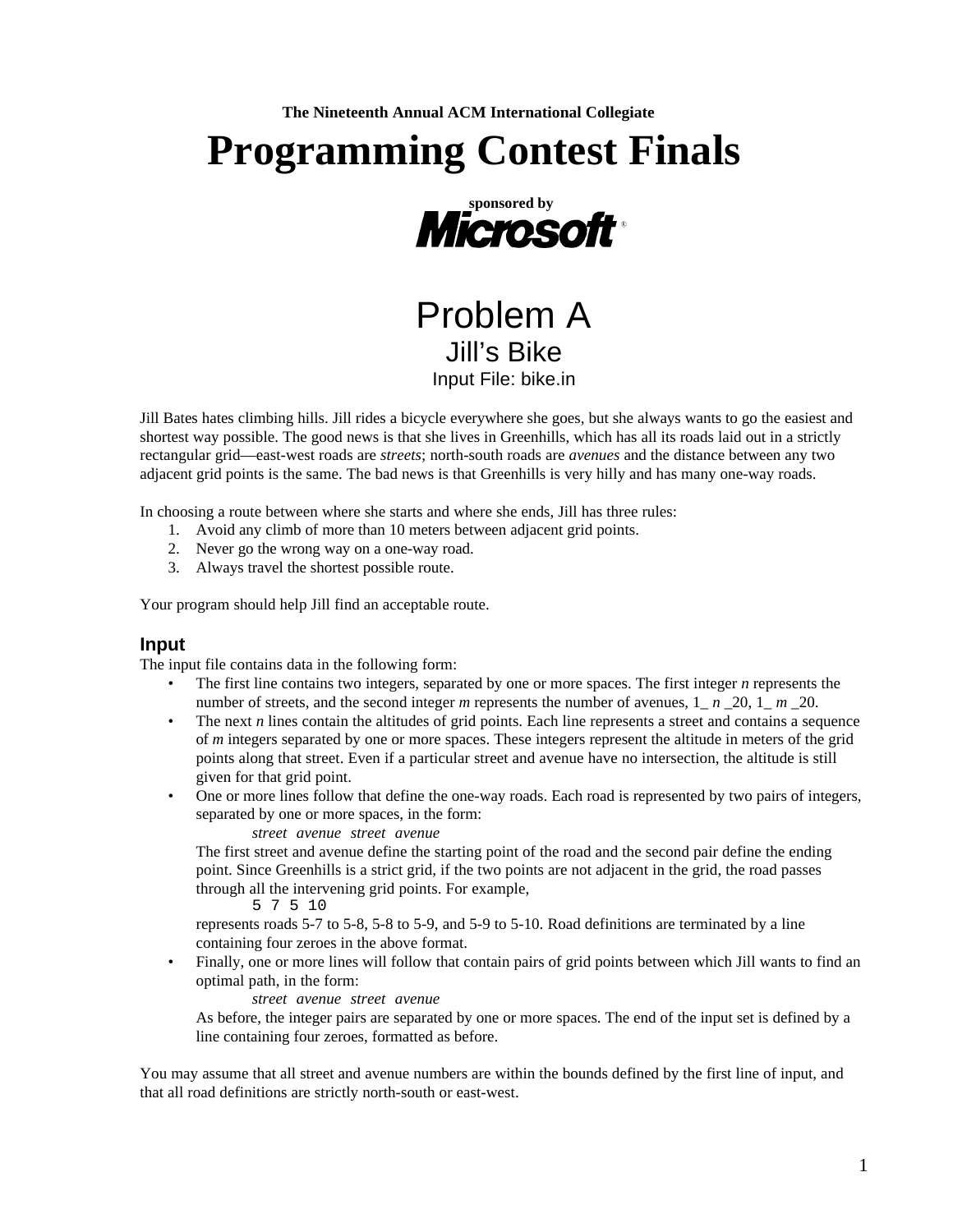**The Nineteenth Annual ACM International Collegiate**

# Programming Contest Finals

**sponsored by**

**Microsoft**®

# Problem A

## Jill's Bike

Input File: bike.in

Jill Bates hates climbing hills. Jill rides a bicycle everywhere she goes, but she always wants to go the easiest and shortest way possible. The good news is that she lives in Greenhills, which has all its roads laid out in a strictly rectangular grid—east-west roads are *streets*; north-south roads are *avenues* and the distance between any two adjacent grid points is the same. The bad news is that Greenhills is very hilly and has many one-way roads.

In choosing a route between where she starts and where she ends, Jill has three rules:

1. Avoid any climb of more than 10 meters between adjacent grid points.
2. Never go the wrong way on a one-way road.
3. Always travel the shortest possible route.

Your program should help Jill find an acceptable route.

### Input

The input file contains data in the following form:

- The first line contains two integers, separated by one or more spaces. The first integer *n* represents the number of streets, and the second integer *m* represents the number of avenues, 1_ *n* _20, 1_ *m* _20.
- The next *n* lines contain the altitudes of grid points. Each line represents a street and contains a sequence of *m* integers separated by one or more spaces. These integers represent the altitude in meters of the grid points along that street. Even if a particular street and avenue have no intersection, the altitude is still given for that grid point.
- One or more lines follow that define the one-way roads. Each road is represented by two pairs of integers, separated by one or more spaces, in the form:

  *street avenue street avenue*

  The first street and avenue define the starting point of the road and the second pair define the ending point. Since Greenhills is a strict grid, if the two points are not adjacent in the grid, the road passes through all the intervening grid points. For example,

  ```
  5 7 5 10
  ```

  represents roads 5-7 to 5-8, 5-8 to 5-9, and 5-9 to 5-10. Road definitions are terminated by a line containing four zeroes in the above format.
- Finally, one or more lines will follow that contain pairs of grid points between which Jill wants to find an optimal path, in the form:

  *street avenue street avenue*

  As before, the integer pairs are separated by one or more spaces. The end of the input set is defined by a line containing four zeroes, formatted as before.

You may assume that all street and avenue numbers are within the bounds defined by the first line of input, and that all road definitions are strictly north-south or east-west.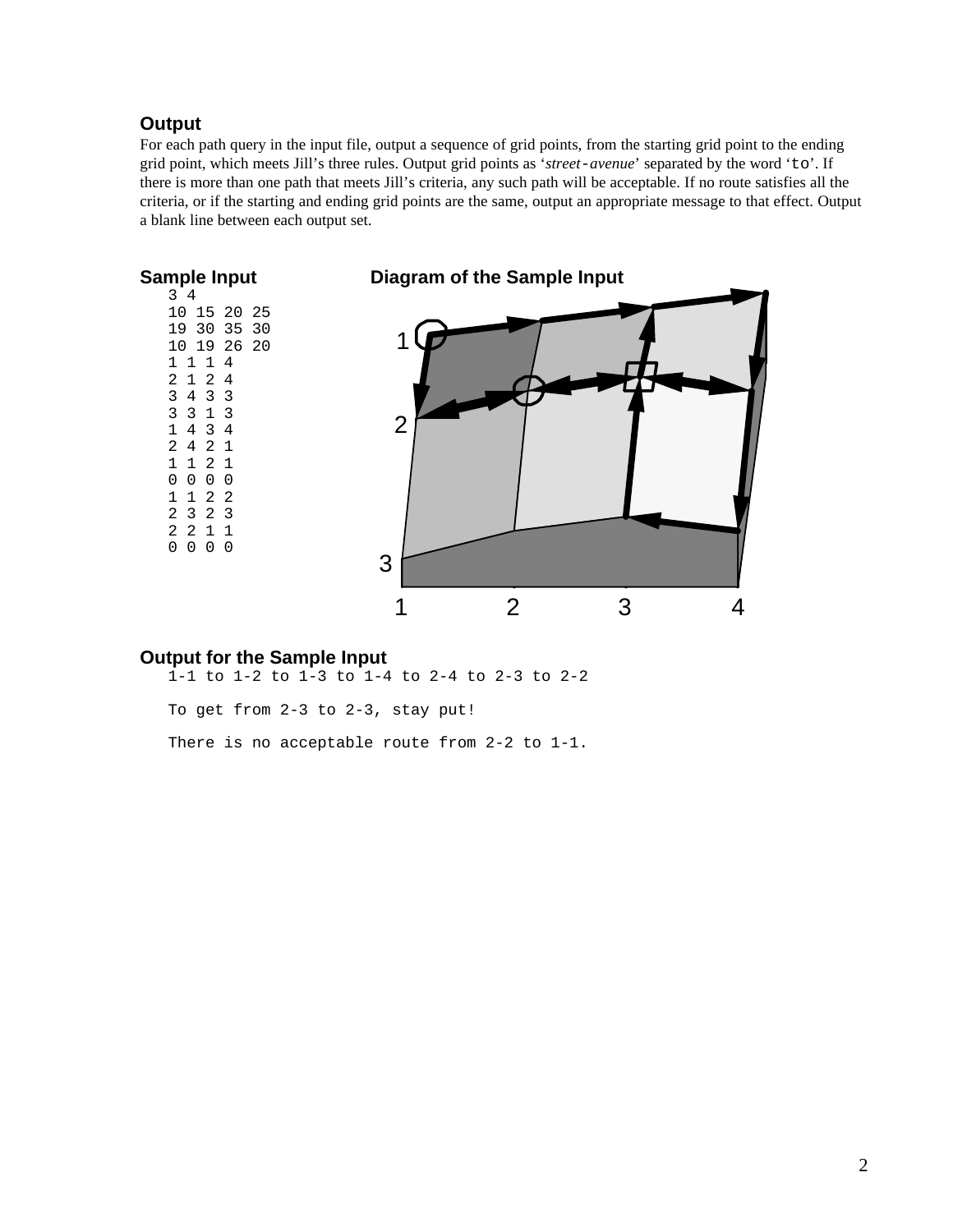### Output

For each path query in the input file, output a sequence of grid points, from the starting grid point to the ending grid point, which meets Jill's three rules. Output grid points as '*street*-*avenue*' separated by the word '`to`'. If there is more than one path that meets Jill's criteria, any such path will be acceptable. If no route satisfies all the criteria, or if the starting and ending grid points are the same, output an appropriate message to that effect. Output a blank line between each output set.

### Sample Input

```
3 4
10 15 20 25
19 30 35 30
10 19 26 20
1 1 1 4
2 1 2 4
3 4 3 3
3 3 1 3
1 4 3 4
2 4 2 1
1 1 2 1
0 0 0 0
1 1 2 2
2 3 2 3
2 2 1 1
0 0 0 0
```

### Diagram of the Sample Input

### Output for the Sample Input

```
1-1 to 1-2 to 1-3 to 1-4 to 2-4 to 2-3 to 2-2

To get from 2-3 to 2-3, stay put!

There is no acceptable route from 2-2 to 1-1.
```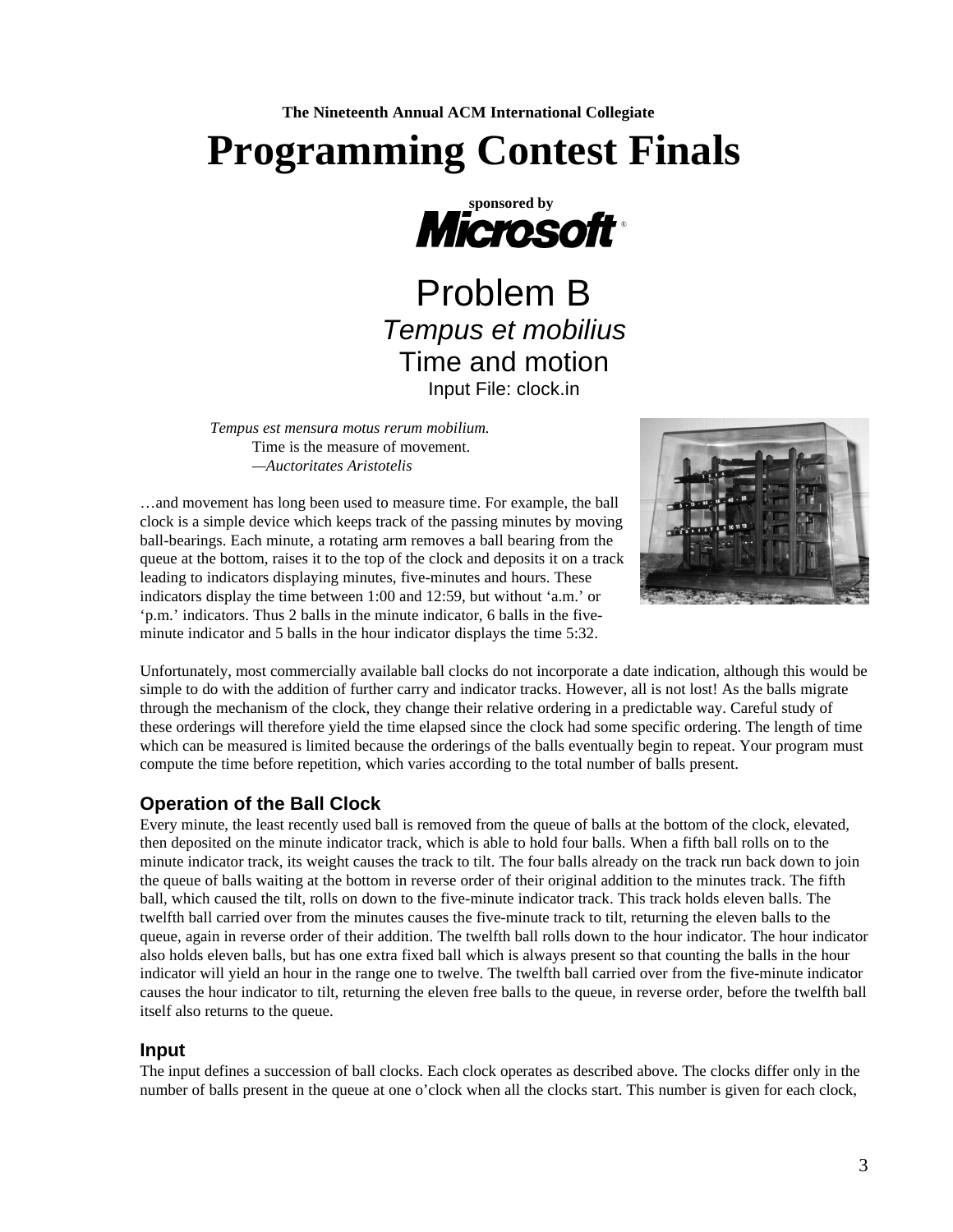The Nineteenth Annual ACM International Collegiate

# Programming Contest Finals

sponsored by

Microsoft®

## Problem B
## *Tempus et mobilius*
## Time and motion

Input File: clock.in

*Tempus est mensura motus rerum mobilium.*
Time is the measure of movement.
—*Auctoritates Aristotelis*

…and movement has long been used to measure time. For example, the ball clock is a simple device which keeps track of the passing minutes by moving ball-bearings. Each minute, a rotating arm removes a ball bearing from the queue at the bottom, raises it to the top of the clock and deposits it on a track leading to indicators displaying minutes, five-minutes and hours. These indicators display the time between 1:00 and 12:59, but without 'a.m.' or 'p.m.' indicators. Thus 2 balls in the minute indicator, 6 balls in the five-minute indicator and 5 balls in the hour indicator displays the time 5:32.

Unfortunately, most commercially available ball clocks do not incorporate a date indication, although this would be simple to do with the addition of further carry and indicator tracks. However, all is not lost! As the balls migrate through the mechanism of the clock, they change their relative ordering in a predictable way. Careful study of these orderings will therefore yield the time elapsed since the clock had some specific ordering. The length of time which can be measured is limited because the orderings of the balls eventually begin to repeat. Your program must compute the time before repetition, which varies according to the total number of balls present.

### Operation of the Ball Clock

Every minute, the least recently used ball is removed from the queue of balls at the bottom of the clock, elevated, then deposited on the minute indicator track, which is able to hold four balls. When a fifth ball rolls on to the minute indicator track, its weight causes the track to tilt. The four balls already on the track run back down to join the queue of balls waiting at the bottom in reverse order of their original addition to the minutes track. The fifth ball, which caused the tilt, rolls on down to the five-minute indicator track. This track holds eleven balls. The twelfth ball carried over from the minutes causes the five-minute track to tilt, returning the eleven balls to the queue, again in reverse order of their addition. The twelfth ball rolls down to the hour indicator. The hour indicator also holds eleven balls, but has one extra fixed ball which is always present so that counting the balls in the hour indicator will yield an hour in the range one to twelve. The twelfth ball carried over from the five-minute indicator causes the hour indicator to tilt, returning the eleven free balls to the queue, in reverse order, before the twelfth ball itself also returns to the queue.

### Input

The input defines a succession of ball clocks. Each clock operates as described above. The clocks differ only in the number of balls present in the queue at one o'clock when all the clocks start. This number is given for each clock,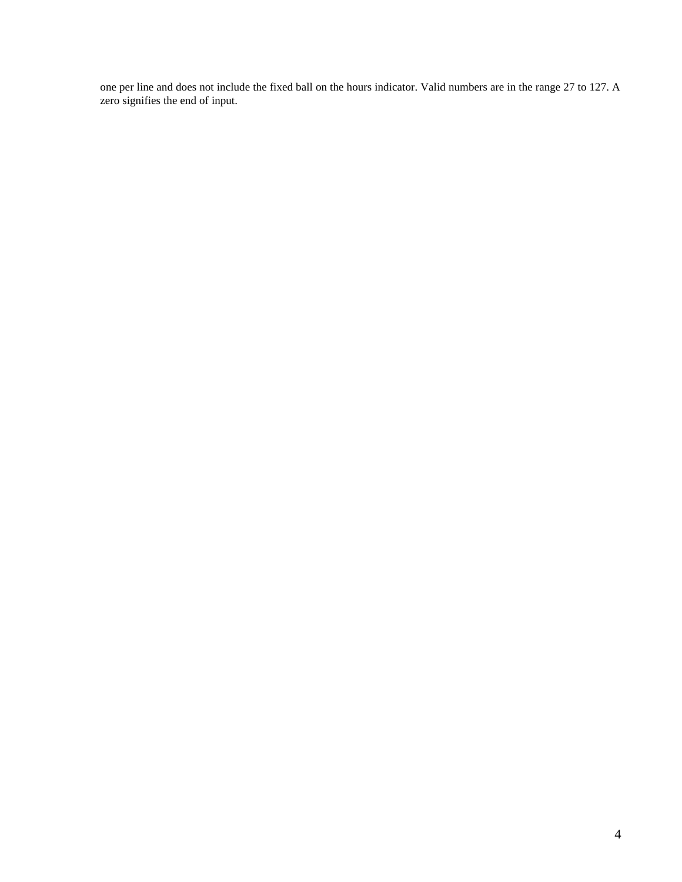one per line and does not include the fixed ball on the hours indicator. Valid numbers are in the range 27 to 127. A zero signifies the end of input.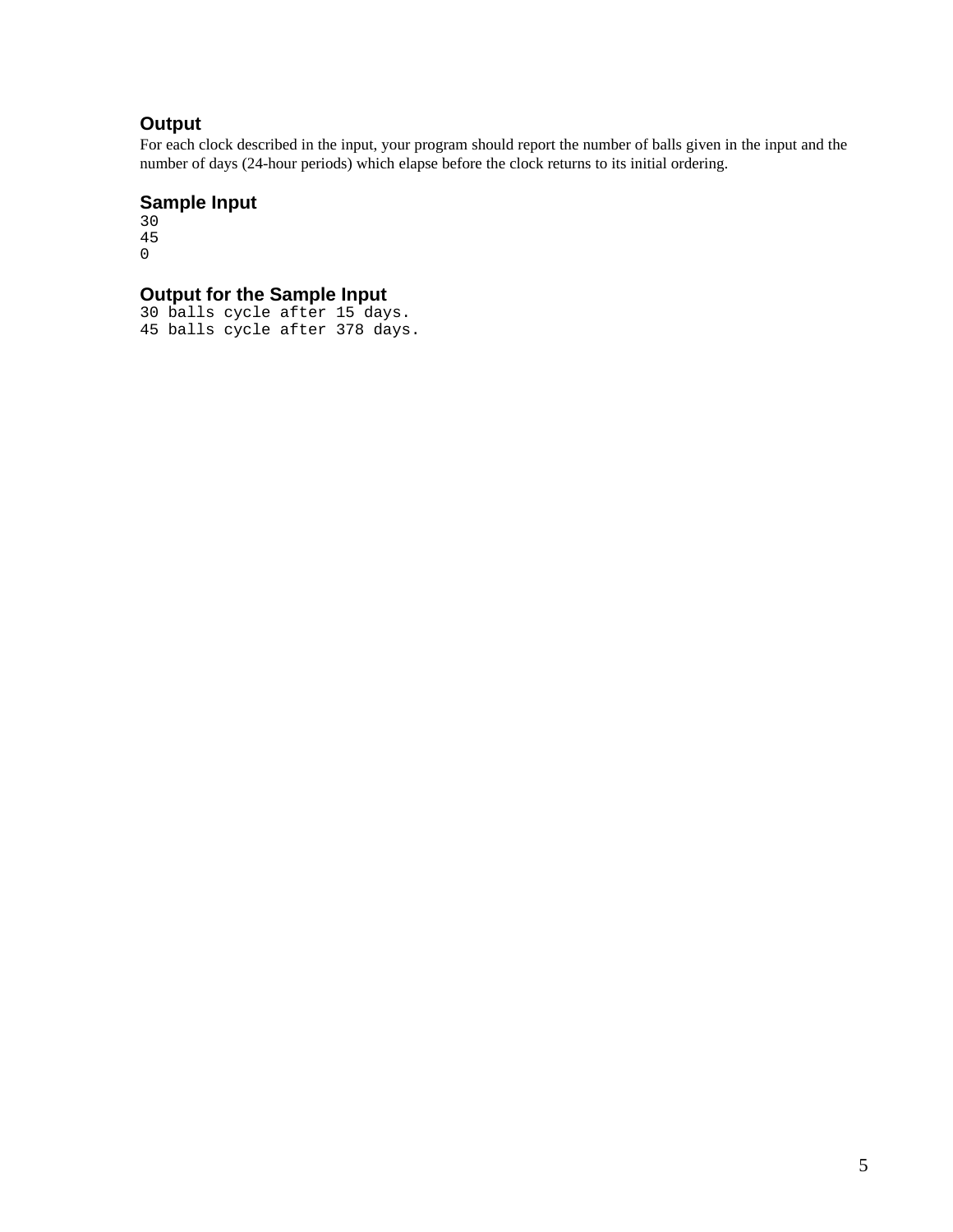### Output

For each clock described in the input, your program should report the number of balls given in the input and the number of days (24-hour periods) which elapse before the clock returns to its initial ordering.

### Sample Input

```
30
45
0
```

### Output for the Sample Input

```
30 balls cycle after 15 days.
45 balls cycle after 378 days.
```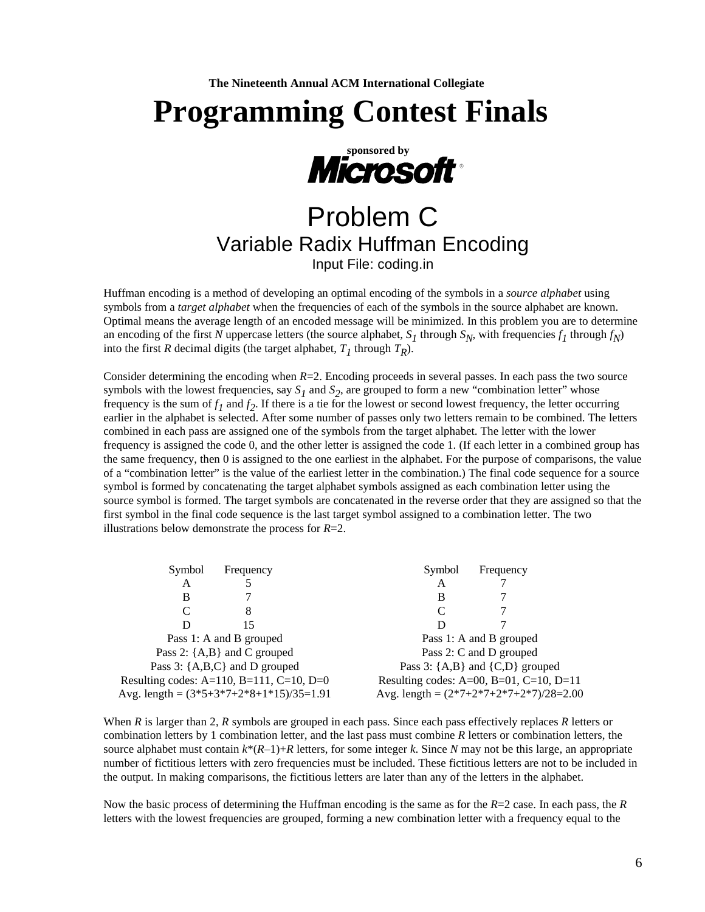**The Nineteenth Annual ACM International Collegiate**

# Programming Contest Finals

**sponsored by**

**Microsoft®**

# Problem C

## Variable Radix Huffman Encoding

Input File: coding.in

Huffman encoding is a method of developing an optimal encoding of the symbols in a *source alphabet* using symbols from a *target alphabet* when the frequencies of each of the symbols in the source alphabet are known. Optimal means the average length of an encoded message will be minimized. In this problem you are to determine an encoding of the first $N$ uppercase letters (the source alphabet, $S_1$ through $S_N$, with frequencies $f_1$ through $f_N$) into the first $R$ decimal digits (the target alphabet, $T_1$ through $T_R$).

Consider determining the encoding when $R$=2. Encoding proceeds in several passes. In each pass the two source symbols with the lowest frequencies, say $S_1$ and $S_2$, are grouped to form a new "combination letter" whose frequency is the sum of $f_1$ and $f_2$. If there is a tie for the lowest or second lowest frequency, the letter occurring earlier in the alphabet is selected. After some number of passes only two letters remain to be combined. The letters combined in each pass are assigned one of the symbols from the target alphabet. The letter with the lower frequency is assigned the code 0, and the other letter is assigned the code 1. (If each letter in a combined group has the same frequency, then 0 is assigned to the one earliest in the alphabet. For the purpose of comparisons, the value of a "combination letter" is the value of the earliest letter in the combination.) The final code sequence for a source symbol is formed by concatenating the target alphabet symbols assigned as each combination letter using the source symbol is formed. The target symbols are concatenated in the reverse order that they are assigned so that the first symbol in the final code sequence is the last target symbol assigned to a combination letter. The two illustrations below demonstrate the process for $R$=2.

| Symbol | Frequency |
|---|---|
| A | 5 |
| B | 7 |
| C | 8 |
| D | 15 |

Pass 1: A and B grouped
Pass 2: {A,B} and C grouped
Pass 3: {A,B,C} and D grouped
Resulting codes: A=110, B=111, C=10, D=0
Avg. length = (3*5+3*7+2*8+1*15)/35=1.91

| Symbol | Frequency |
|---|---|
| A | 7 |
| B | 7 |
| C | 7 |
| D | 7 |

Pass 1: A and B grouped
Pass 2: C and D grouped
Pass 3: {A,B} and {C,D} grouped
Resulting codes: A=00, B=01, C=10, D=11
Avg. length = (2*7+2*7+2*7+2*7)/28=2.00

When $R$ is larger than 2, $R$ symbols are grouped in each pass. Since each pass effectively replaces $R$ letters or combination letters by 1 combination letter, and the last pass must combine $R$ letters or combination letters, the source alphabet must contain $k$*($R$–1)+$R$ letters, for some integer $k$. Since $N$ may not be this large, an appropriate number of fictitious letters with zero frequencies must be included. These fictitious letters are not to be included in the output. In making comparisons, the fictitious letters are later than any of the letters in the alphabet.

Now the basic process of determining the Huffman encoding is the same as for the $R$=2 case. In each pass, the $R$ letters with the lowest frequencies are grouped, forming a new combination letter with a frequency equal to the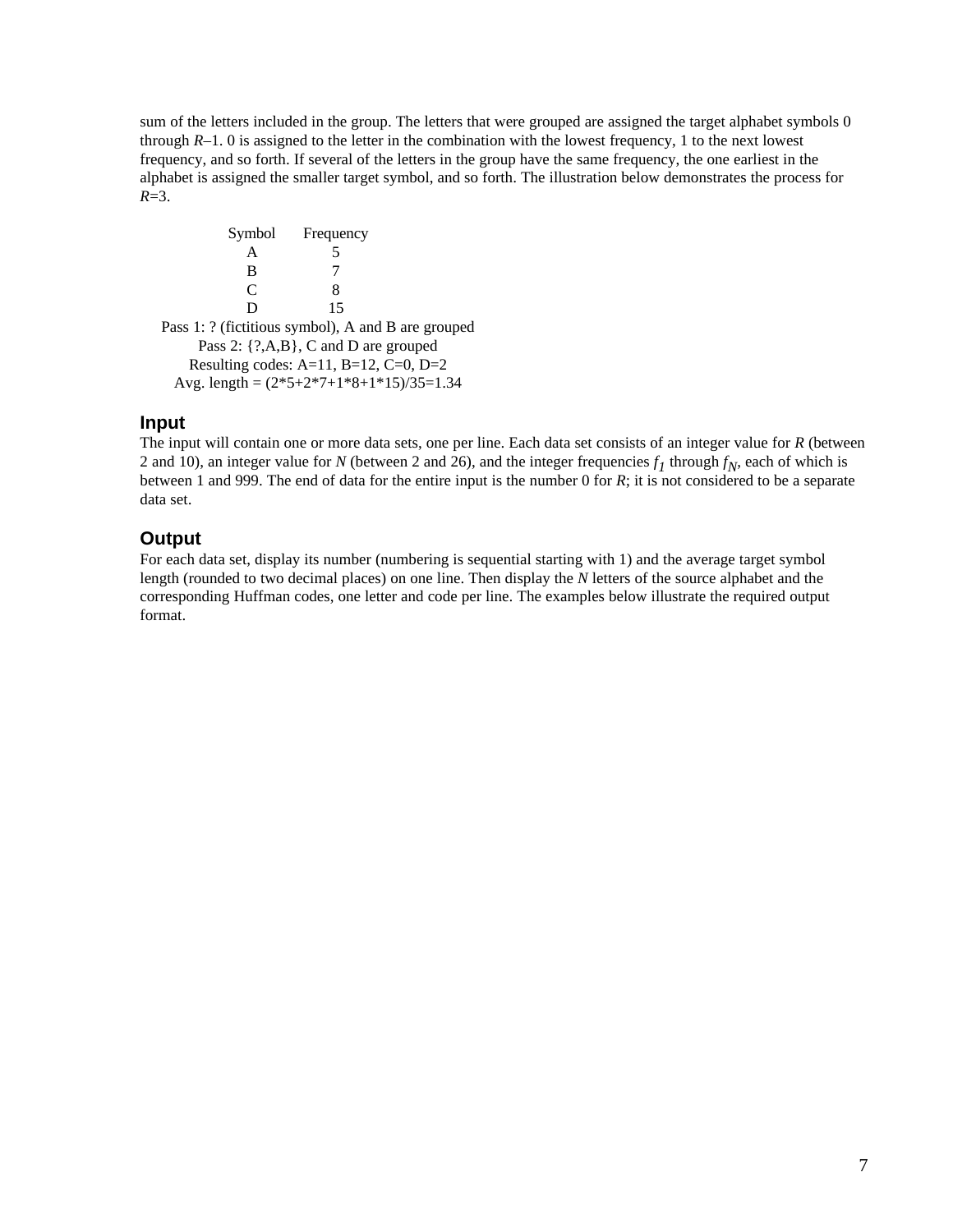sum of the letters included in the group. The letters that were grouped are assigned the target alphabet symbols 0 through $R$–1. 0 is assigned to the letter in the combination with the lowest frequency, 1 to the next lowest frequency, and so forth. If several of the letters in the group have the same frequency, the one earliest in the alphabet is assigned the smaller target symbol, and so forth. The illustration below demonstrates the process for $R$=3.

| Symbol | Frequency |
|---|---|
| A | 5 |
| B | 7 |
| C | 8 |
| D | 15 |

Pass 1: ? (fictitious symbol), A and B are grouped
Pass 2: {?,A,B}, C and D are grouped
Resulting codes: A=11, B=12, C=0, D=2
Avg. length = (2*5+2*7+1*8+1*15)/35=1.34

## Input

The input will contain one or more data sets, one per line. Each data set consists of an integer value for $R$ (between 2 and 10), an integer value for $N$ (between 2 and 26), and the integer frequencies $f_1$ through $f_N$, each of which is between 1 and 999. The end of data for the entire input is the number 0 for $R$; it is not considered to be a separate data set.

## Output

For each data set, display its number (numbering is sequential starting with 1) and the average target symbol length (rounded to two decimal places) on one line. Then display the $N$ letters of the source alphabet and the corresponding Huffman codes, one letter and code per line. The examples below illustrate the required output format.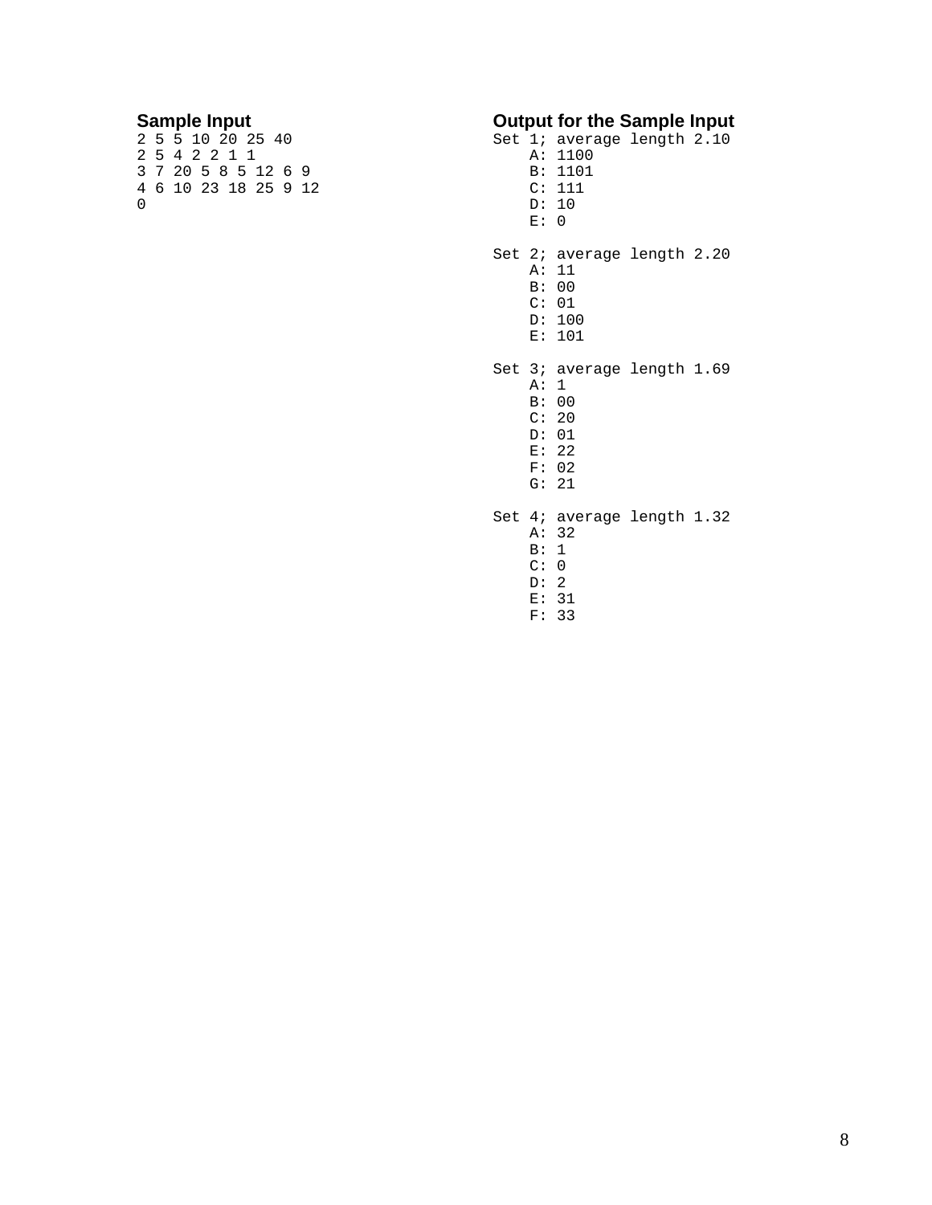**Sample Input**

```
2 5 5 10 20 25 40
2 5 4 2 2 1 1
3 7 20 5 8 5 12 6 9
4 6 10 23 18 25 9 12
0
```

**Output for the Sample Input**

```
Set 1; average length 2.10
    A: 1100
    B: 1101
    C: 111
    D: 10
    E: 0

Set 2; average length 2.20
    A: 11
    B: 00
    C: 01
    D: 100
    E: 101

Set 3; average length 1.69
    A: 1
    B: 00
    C: 20
    D: 01
    E: 22
    F: 02
    G: 21

Set 4; average length 1.32
    A: 32
    B: 1
    C: 0
    D: 2
    E: 31
    F: 33
```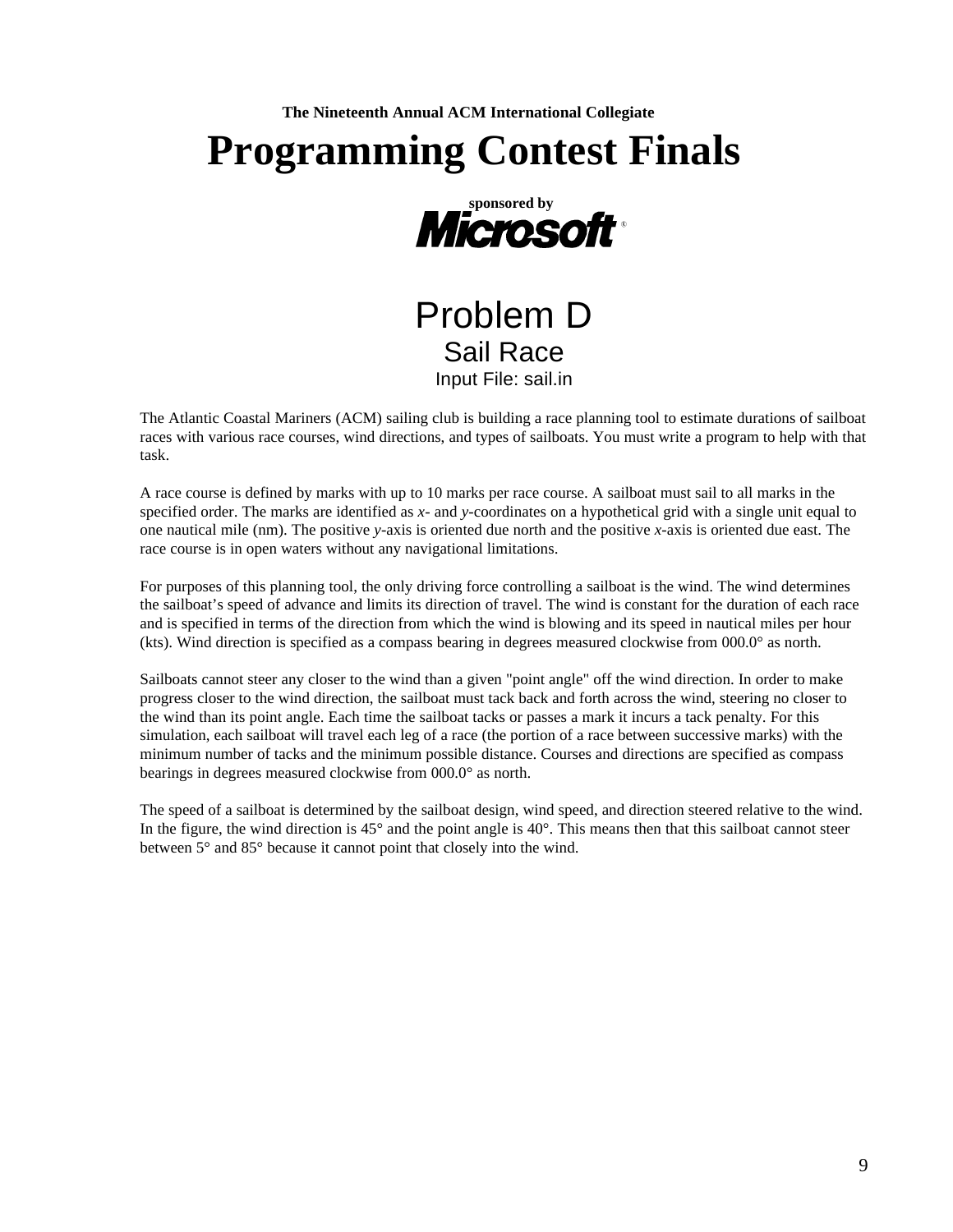**The Nineteenth Annual ACM International Collegiate**

# Programming Contest Finals

**sponsored by**

**Microsoft®**

## Problem D
### Sail Race
Input File: sail.in

The Atlantic Coastal Mariners (ACM) sailing club is building a race planning tool to estimate durations of sailboat races with various race courses, wind directions, and types of sailboats. You must write a program to help with that task.

A race course is defined by marks with up to 10 marks per race course. A sailboat must sail to all marks in the specified order. The marks are identified as *x*- and *y*-coordinates on a hypothetical grid with a single unit equal to one nautical mile (nm). The positive *y*-axis is oriented due north and the positive *x*-axis is oriented due east. The race course is in open waters without any navigational limitations.

For purposes of this planning tool, the only driving force controlling a sailboat is the wind. The wind determines the sailboat's speed of advance and limits its direction of travel. The wind is constant for the duration of each race and is specified in terms of the direction from which the wind is blowing and its speed in nautical miles per hour (kts). Wind direction is specified as a compass bearing in degrees measured clockwise from 000.0° as north.

Sailboats cannot steer any closer to the wind than a given "point angle" off the wind direction. In order to make progress closer to the wind direction, the sailboat must tack back and forth across the wind, steering no closer to the wind than its point angle. Each time the sailboat tacks or passes a mark it incurs a tack penalty. For this simulation, each sailboat will travel each leg of a race (the portion of a race between successive marks) with the minimum number of tacks and the minimum possible distance. Courses and directions are specified as compass bearings in degrees measured clockwise from 000.0° as north.

The speed of a sailboat is determined by the sailboat design, wind speed, and direction steered relative to the wind. In the figure, the wind direction is 45° and the point angle is 40°. This means then that this sailboat cannot steer between 5° and 85° because it cannot point that closely into the wind.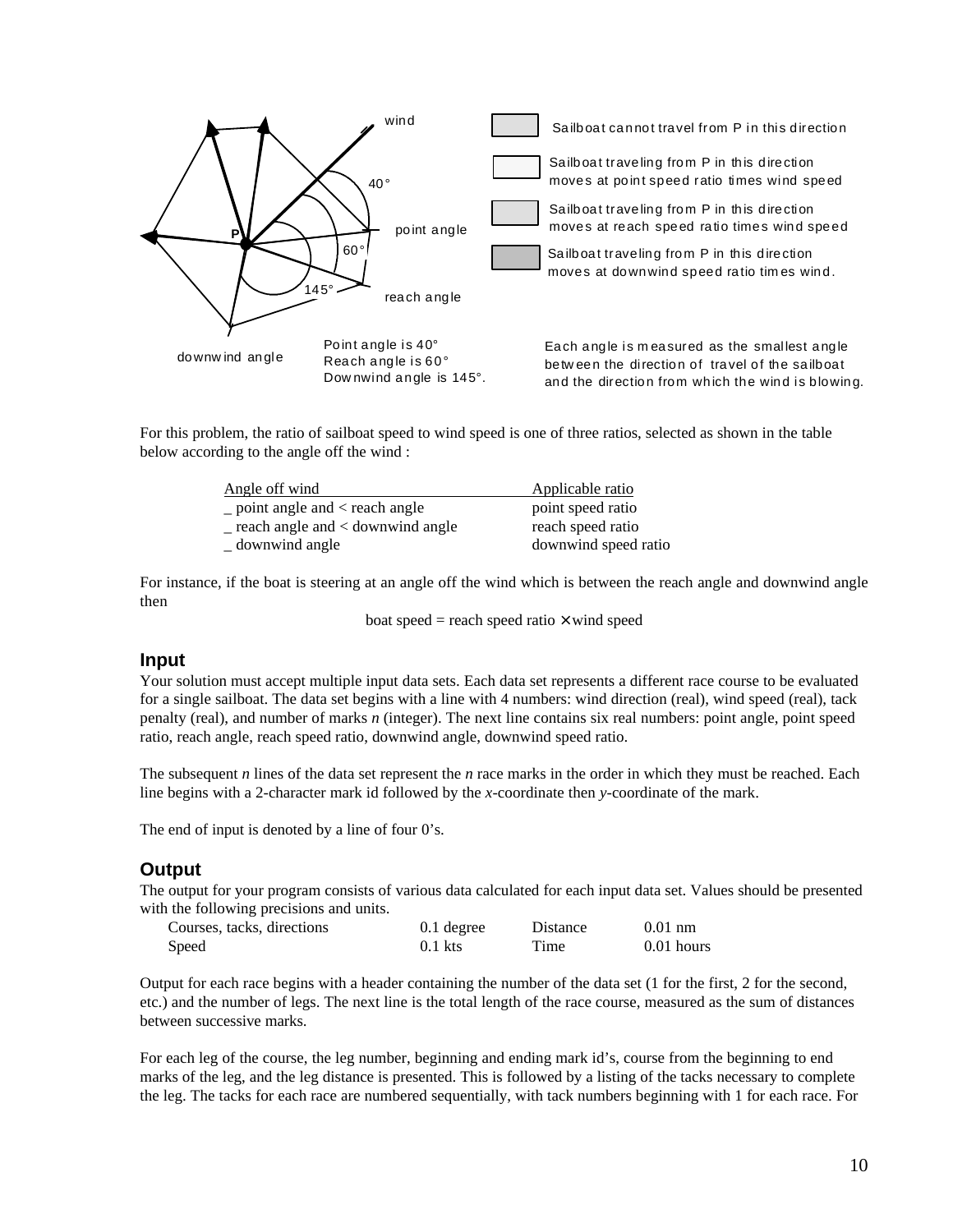wind

40°

point angle

60°

145°

reach angle

downwind angle

P

Sailboat cannot travel from P in this direction

Sailboat traveling from P in this direction moves at point speed ratio times wind speed

Sailboat traveling from P in this direction moves at reach speed ratio times wind speed

Sailboat traveling from P in this direction moves at downwind speed ratio times wind.

Point angle is 40°
Reach angle is 60°
Downwind angle is 145°.

Each angle is measured as the smallest angle between the direction of travel of the sailboat and the direction from which the wind is blowing.

For this problem, the ratio of sailboat speed to wind speed is one of three ratios, selected as shown in the table below according to the angle off the wind :

| Angle off wind | Applicable ratio |
| --- | --- |
| _ point angle and < reach angle | point speed ratio |
| _ reach angle and < downwind angle | reach speed ratio |
| _ downwind angle | downwind speed ratio |

For instance, if the boat is steering at an angle off the wind which is between the reach angle and downwind angle then

$$\text{boat speed} = \text{reach speed ratio} \times \text{wind speed}$$

## Input

Your solution must accept multiple input data sets. Each data set represents a different race course to be evaluated for a single sailboat. The data set begins with a line with 4 numbers: wind direction (real), wind speed (real), tack penalty (real), and number of marks *n* (integer). The next line contains six real numbers: point angle, point speed ratio, reach angle, reach speed ratio, downwind angle, downwind speed ratio.

The subsequent *n* lines of the data set represent the *n* race marks in the order in which they must be reached. Each line begins with a 2-character mark id followed by the *x*-coordinate then *y*-coordinate of the mark.

The end of input is denoted by a line of four 0's.

## Output

The output for your program consists of various data calculated for each input data set. Values should be presented with the following precisions and units.

| | | | |
| --- | --- | --- | --- |
| Courses, tacks, directions | 0.1 degree | Distance | 0.01 nm |
| Speed | 0.1 kts | Time | 0.01 hours |

Output for each race begins with a header containing the number of the data set (1 for the first, 2 for the second, etc.) and the number of legs. The next line is the total length of the race course, measured as the sum of distances between successive marks.

For each leg of the course, the leg number, beginning and ending mark id's, course from the beginning to end marks of the leg, and the leg distance is presented. This is followed by a listing of the tacks necessary to complete the leg. The tacks for each race are numbered sequentially, with tack numbers beginning with 1 for each race. For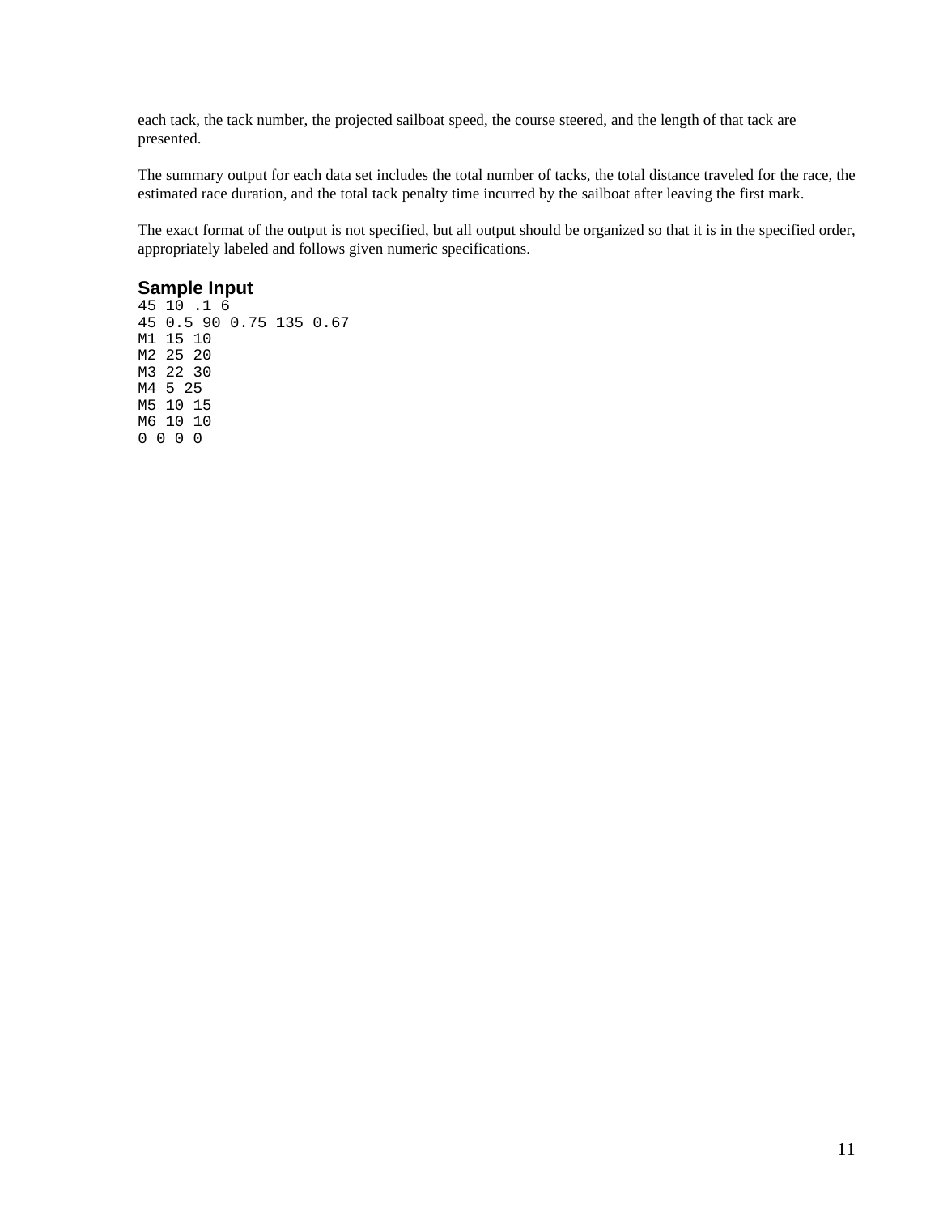each tack, the tack number, the projected sailboat speed, the course steered, and the length of that tack are presented.

The summary output for each data set includes the total number of tacks, the total distance traveled for the race, the estimated race duration, and the total tack penalty time incurred by the sailboat after leaving the first mark.

The exact format of the output is not specified, but all output should be organized so that it is in the specified order, appropriately labeled and follows given numeric specifications.

## Sample Input

```
45 10 .1 6
45 0.5 90 0.75 135 0.67
M1 15 10
M2 25 20
M3 22 30
M4 5 25
M5 10 15
M6 10 10
0 0 0 0
```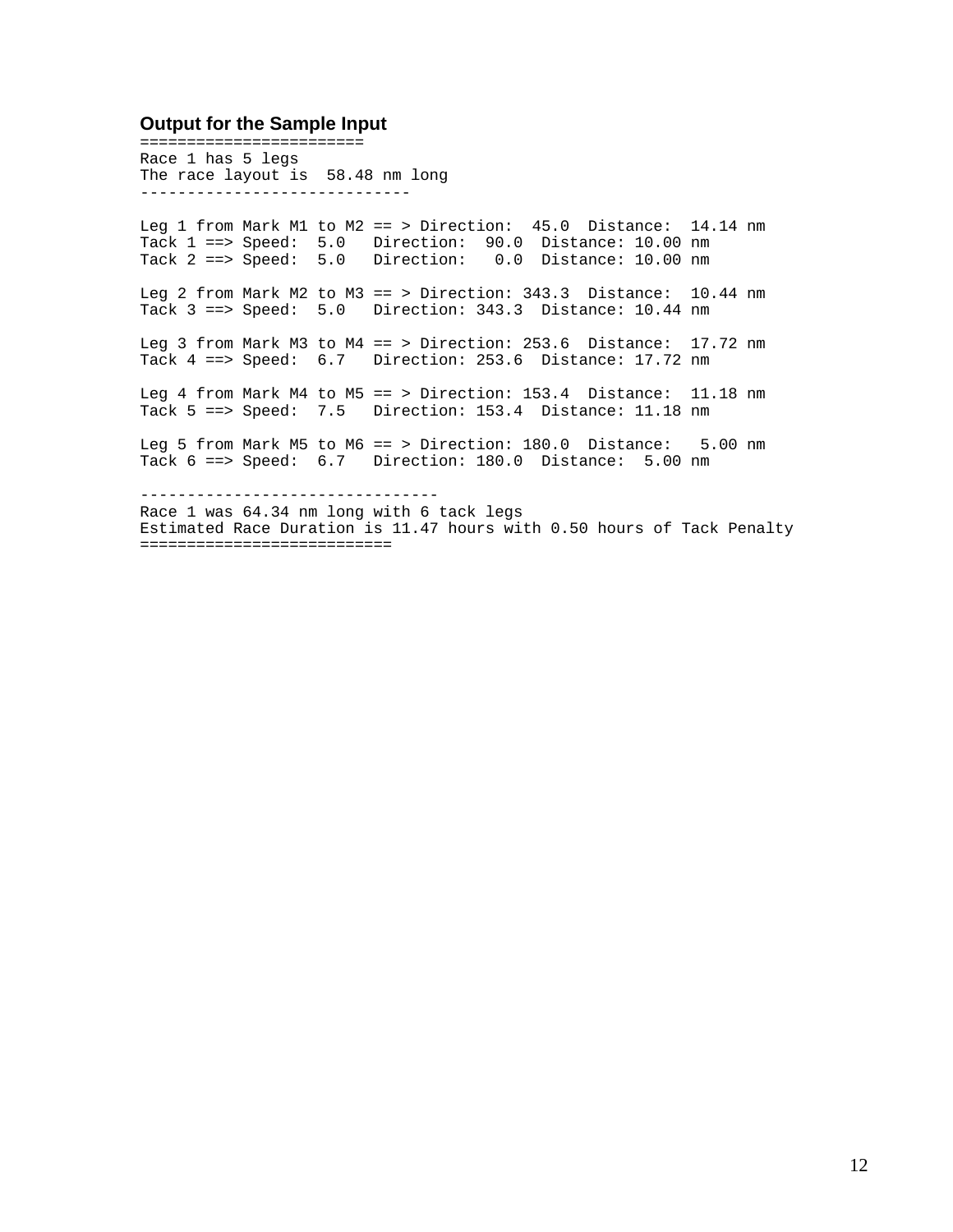**Output for the Sample Input**

```
=======================
Race 1 has 5 legs
The race layout is  58.48 nm long
----------------------------

Leg 1 from Mark M1 to M2 == > Direction:  45.0  Distance:  14.14 nm
Tack 1 ==> Speed:  5.0   Direction:  90.0  Distance: 10.00 nm
Tack 2 ==> Speed:  5.0   Direction:   0.0  Distance: 10.00 nm

Leg 2 from Mark M2 to M3 == > Direction: 343.3  Distance:  10.44 nm
Tack 3 ==> Speed:  5.0   Direction: 343.3  Distance: 10.44 nm

Leg 3 from Mark M3 to M4 == > Direction: 253.6  Distance:  17.72 nm
Tack 4 ==> Speed:  6.7   Direction: 253.6  Distance: 17.72 nm

Leg 4 from Mark M4 to M5 == > Direction: 153.4  Distance:  11.18 nm
Tack 5 ==> Speed:  7.5   Direction: 153.4  Distance: 11.18 nm

Leg 5 from Mark M5 to M6 == > Direction: 180.0  Distance:   5.00 nm
Tack 6 ==> Speed:  6.7   Direction: 180.0  Distance:  5.00 nm

--------------------------------
Race 1 was 64.34 nm long with 6 tack legs
Estimated Race Duration is 11.47 hours with 0.50 hours of Tack Penalty
===========================
```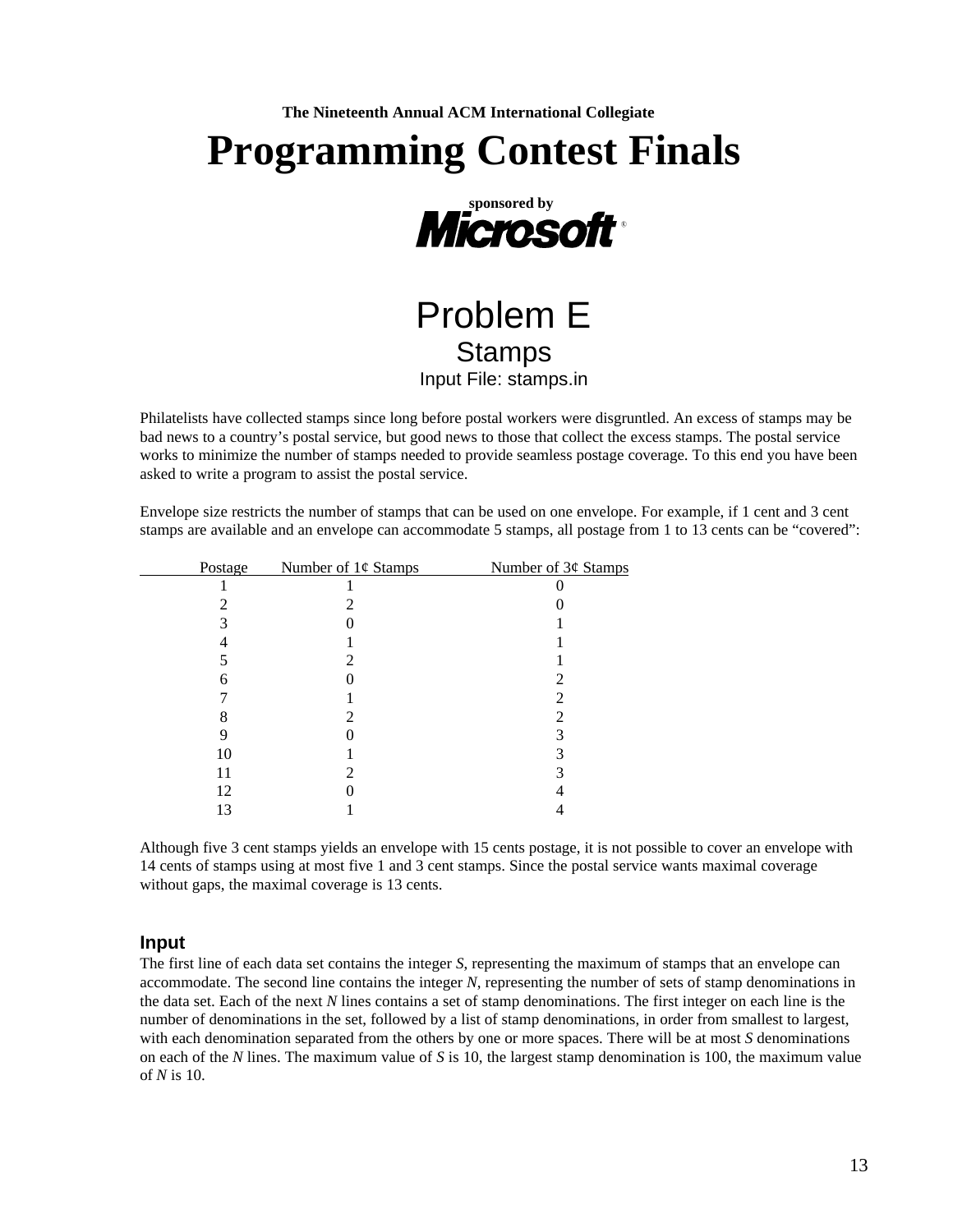**The Nineteenth Annual ACM International Collegiate**

# Programming Contest Finals

**sponsored by**

**Microsoft**®

# Problem E
## Stamps
Input File: stamps.in

Philatelists have collected stamps since long before postal workers were disgruntled. An excess of stamps may be bad news to a country's postal service, but good news to those that collect the excess stamps. The postal service works to minimize the number of stamps needed to provide seamless postage coverage. To this end you have been asked to write a program to assist the postal service.

Envelope size restricts the number of stamps that can be used on one envelope. For example, if 1 cent and 3 cent stamps are available and an envelope can accommodate 5 stamps, all postage from 1 to 13 cents can be "covered":

| Postage | Number of 1¢ Stamps | Number of 3¢ Stamps |
|---|---|---|
| 1 | 1 | 0 |
| 2 | 2 | 0 |
| 3 | 0 | 1 |
| 4 | 1 | 1 |
| 5 | 2 | 1 |
| 6 | 0 | 2 |
| 7 | 1 | 2 |
| 8 | 2 | 2 |
| 9 | 0 | 3 |
| 10 | 1 | 3 |
| 11 | 2 | 3 |
| 12 | 0 | 4 |
| 13 | 1 | 4 |

Although five 3 cent stamps yields an envelope with 15 cents postage, it is not possible to cover an envelope with 14 cents of stamps using at most five 1 and 3 cent stamps. Since the postal service wants maximal coverage without gaps, the maximal coverage is 13 cents.

### Input

The first line of each data set contains the integer *S*, representing the maximum of stamps that an envelope can accommodate. The second line contains the integer *N*, representing the number of sets of stamp denominations in the data set. Each of the next *N* lines contains a set of stamp denominations. The first integer on each line is the number of denominations in the set, followed by a list of stamp denominations, in order from smallest to largest, with each denomination separated from the others by one or more spaces. There will be at most *S* denominations on each of the *N* lines. The maximum value of *S* is 10, the largest stamp denomination is 100, the maximum value of *N* is 10.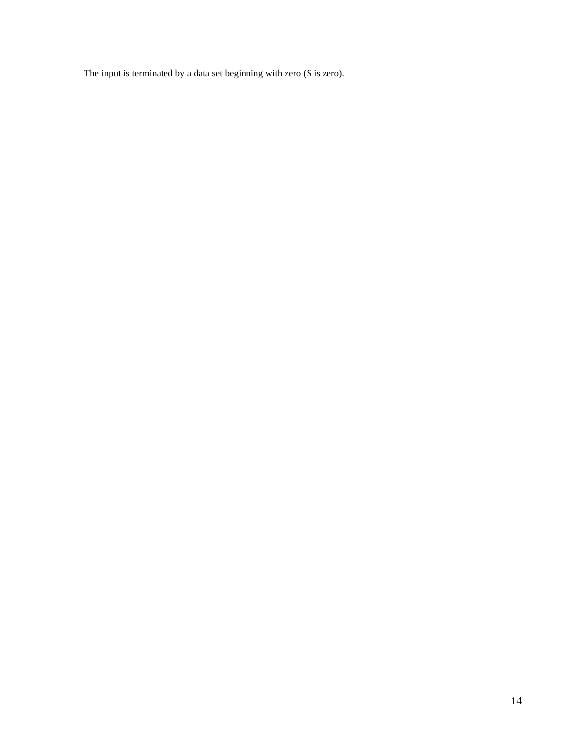The input is terminated by a data set beginning with zero (*S* is zero).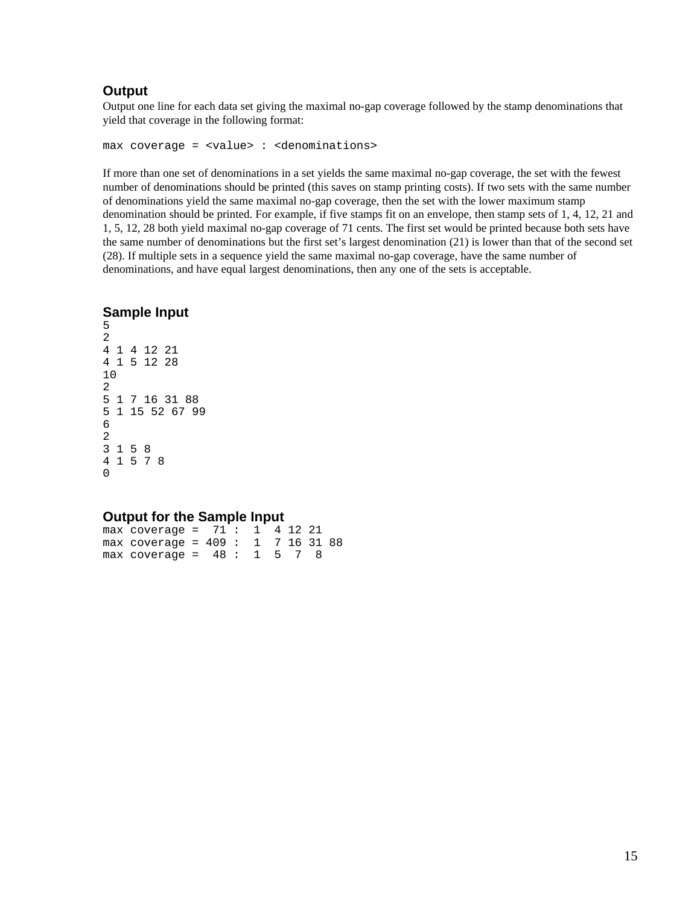### Output

Output one line for each data set giving the maximal no-gap coverage followed by the stamp denominations that yield that coverage in the following format:

```
max coverage = <value> : <denominations>
```

If more than one set of denominations in a set yields the same maximal no-gap coverage, the set with the fewest number of denominations should be printed (this saves on stamp printing costs). If two sets with the same number of denominations yield the same maximal no-gap coverage, then the set with the lower maximum stamp denomination should be printed. For example, if five stamps fit on an envelope, then stamp sets of 1, 4, 12, 21 and 1, 5, 12, 28 both yield maximal no-gap coverage of 71 cents. The first set would be printed because both sets have the same number of denominations but the first set's largest denomination (21) is lower than that of the second set (28). If multiple sets in a sequence yield the same maximal no-gap coverage, have the same number of denominations, and have equal largest denominations, then any one of the sets is acceptable.

### Sample Input

```
5
2
4 1 4 12 21
4 1 5 12 28
10
2
5 1 7 16 31 88
5 1 15 52 67 99
6
2
3 1 5 8
4 1 5 7 8
0
```

### Output for the Sample Input

```
max coverage =  71 :  1  4 12 21
max coverage = 409 :  1  7 16 31 88
max coverage =  48 :  1  5  7  8
```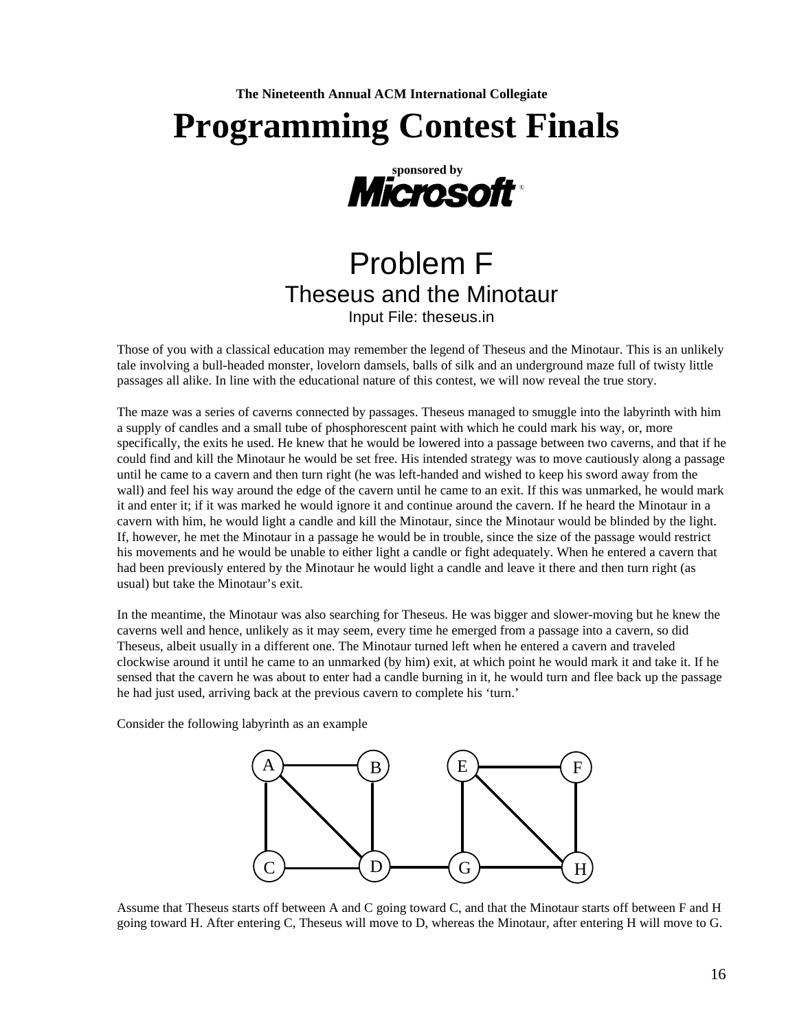**The Nineteenth Annual ACM International Collegiate**

# Programming Contest Finals

**sponsored by**

Microsoft®

## Problem F
### Theseus and the Minotaur
Input File: theseus.in

Those of you with a classical education may remember the legend of Theseus and the Minotaur. This is an unlikely tale involving a bull-headed monster, lovelorn damsels, balls of silk and an underground maze full of twisty little passages all alike. In line with the educational nature of this contest, we will now reveal the true story.

The maze was a series of caverns connected by passages. Theseus managed to smuggle into the labyrinth with him a supply of candles and a small tube of phosphorescent paint with which he could mark his way, or, more specifically, the exits he used. He knew that he would be lowered into a passage between two caverns, and that if he could find and kill the Minotaur he would be set free. His intended strategy was to move cautiously along a passage until he came to a cavern and then turn right (he was left-handed and wished to keep his sword away from the wall) and feel his way around the edge of the cavern until he came to an exit. If this was unmarked, he would mark it and enter it; if it was marked he would ignore it and continue around the cavern. If he heard the Minotaur in a cavern with him, he would light a candle and kill the Minotaur, since the Minotaur would be blinded by the light. If, however, he met the Minotaur in a passage he would be in trouble, since the size of the passage would restrict his movements and he would be unable to either light a candle or fight adequately. When he entered a cavern that had been previously entered by the Minotaur he would light a candle and leave it there and then turn right (as usual) but take the Minotaur's exit.

In the meantime, the Minotaur was also searching for Theseus. He was bigger and slower-moving but he knew the caverns well and hence, unlikely as it may seem, every time he emerged from a passage into a cavern, so did Theseus, albeit usually in a different one. The Minotaur turned left when he entered a cavern and traveled clockwise around it until he came to an unmarked (by him) exit, at which point he would mark it and take it. If he sensed that the cavern he was about to enter had a candle burning in it, he would turn and flee back up the passage he had just used, arriving back at the previous cavern to complete his 'turn.'

Consider the following labyrinth as an example

Assume that Theseus starts off between A and C going toward C, and that the Minotaur starts off between F and H going toward H. After entering C, Theseus will move to D, whereas the Minotaur, after entering H will move to G.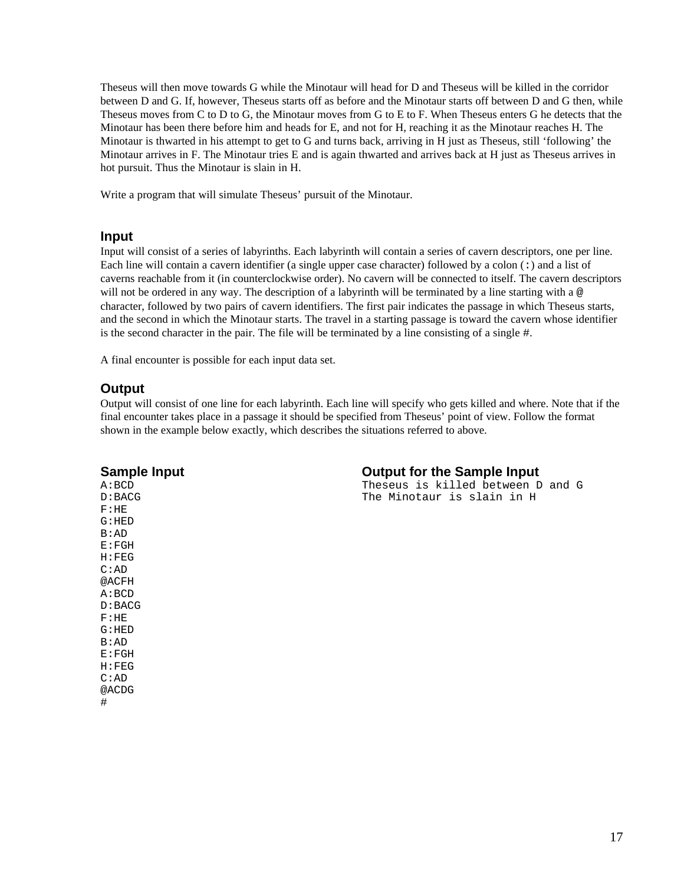Theseus will then move towards G while the Minotaur will head for D and Theseus will be killed in the corridor between D and G. If, however, Theseus starts off as before and the Minotaur starts off between D and G then, while Theseus moves from C to D to G, the Minotaur moves from G to E to F. When Theseus enters G he detects that the Minotaur has been there before him and heads for E, and not for H, reaching it as the Minotaur reaches H. The Minotaur is thwarted in his attempt to get to G and turns back, arriving in H just as Theseus, still 'following' the Minotaur arrives in F. The Minotaur tries E and is again thwarted and arrives back at H just as Theseus arrives in hot pursuit. Thus the Minotaur is slain in H.

Write a program that will simulate Theseus' pursuit of the Minotaur.

## Input

Input will consist of a series of labyrinths. Each labyrinth will contain a series of cavern descriptors, one per line. Each line will contain a cavern identifier (a single upper case character) followed by a colon (`:`) and a list of caverns reachable from it (in counterclockwise order). No cavern will be connected to itself. The cavern descriptors will not be ordered in any way. The description of a labyrinth will be terminated by a line starting with a `@` character, followed by two pairs of cavern identifiers. The first pair indicates the passage in which Theseus starts, and the second in which the Minotaur starts. The travel in a starting passage is toward the cavern whose identifier is the second character in the pair. The file will be terminated by a line consisting of a single #.

A final encounter is possible for each input data set.

## Output

Output will consist of one line for each labyrinth. Each line will specify who gets killed and where. Note that if the final encounter takes place in a passage it should be specified from Theseus' point of view. Follow the format shown in the example below exactly, which describes the situations referred to above.

## Sample Input

```
A:BCD
D:BACG
F:HE
G:HED
B:AD
E:FGH
H:FEG
C:AD
@ACFH
A:BCD
D:BACG
F:HE
G:HED
B:AD
E:FGH
H:FEG
C:AD
@ACDG
#
```

## Output for the Sample Input

```
Theseus is killed between D and G
The Minotaur is slain in H
```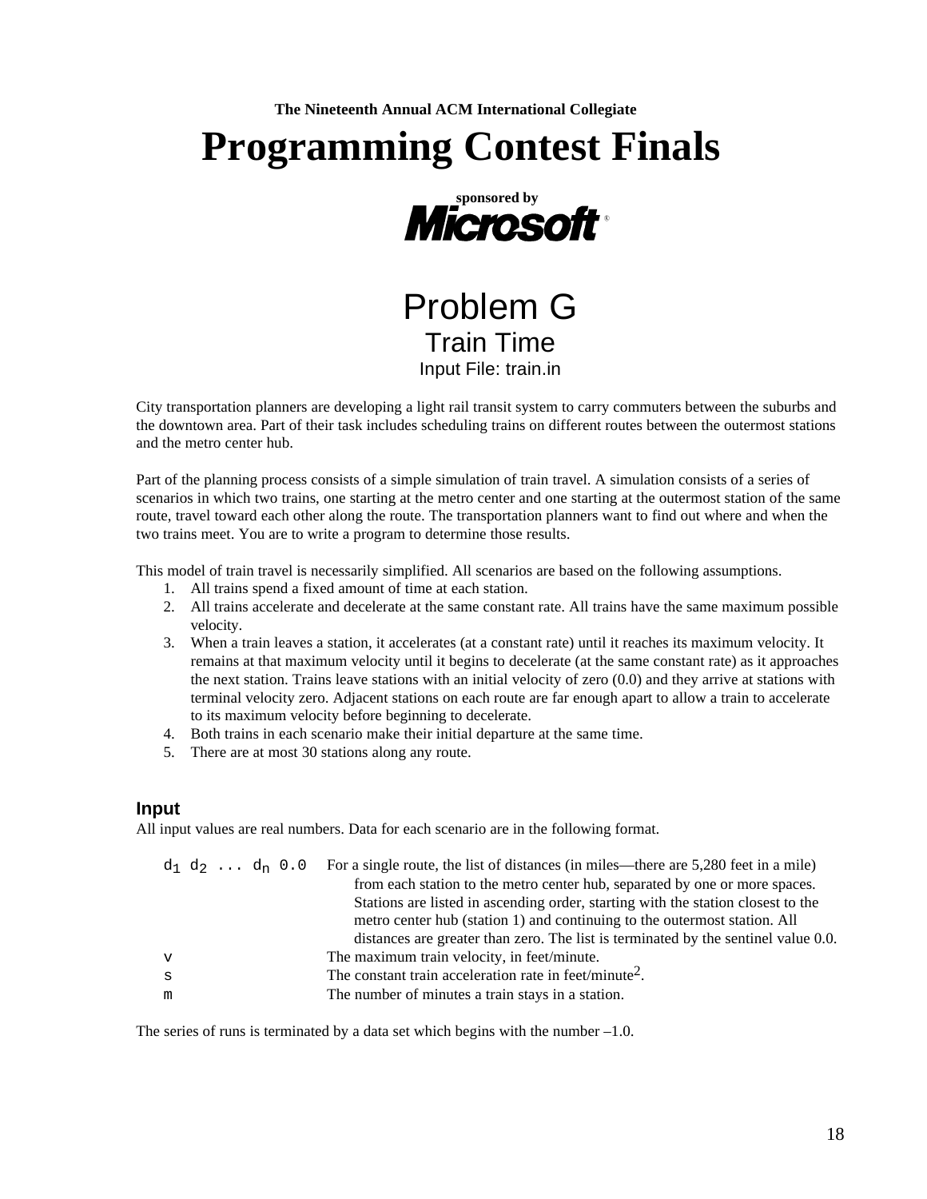**The Nineteenth Annual ACM International Collegiate**

# Programming Contest Finals

**sponsored by**

**Microsoft**®

## Problem G

### Train Time

Input File: train.in

City transportation planners are developing a light rail transit system to carry commuters between the suburbs and the downtown area. Part of their task includes scheduling trains on different routes between the outermost stations and the metro center hub.

Part of the planning process consists of a simple simulation of train travel. A simulation consists of a series of scenarios in which two trains, one starting at the metro center and one starting at the outermost station of the same route, travel toward each other along the route. The transportation planners want to find out where and when the two trains meet. You are to write a program to determine those results.

This model of train travel is necessarily simplified. All scenarios are based on the following assumptions.

1. All trains spend a fixed amount of time at each station.
2. All trains accelerate and decelerate at the same constant rate. All trains have the same maximum possible velocity.
3. When a train leaves a station, it accelerates (at a constant rate) until it reaches its maximum velocity. It remains at that maximum velocity until it begins to decelerate (at the same constant rate) as it approaches the next station. Trains leave stations with an initial velocity of zero (0.0) and they arrive at stations with terminal velocity zero. Adjacent stations on each route are far enough apart to allow a train to accelerate to its maximum velocity before beginning to decelerate.
4. Both trains in each scenario make their initial departure at the same time.
5. There are at most 30 stations along any route.

### Input

All input values are real numbers. Data for each scenario are in the following format.

| | |
|---|---|
| $d_1$ $d_2$ ... $d_n$ 0.0 | For a single route, the list of distances (in miles—there are 5,280 feet in a mile) from each station to the metro center hub, separated by one or more spaces. Stations are listed in ascending order, starting with the station closest to the metro center hub (station 1) and continuing to the outermost station. All distances are greater than zero. The list is terminated by the sentinel value 0.0. |
| v | The maximum train velocity, in feet/minute. |
| s | The constant train acceleration rate in feet/minute$^2$. |
| m | The number of minutes a train stays in a station. |

The series of runs is terminated by a data set which begins with the number –1.0.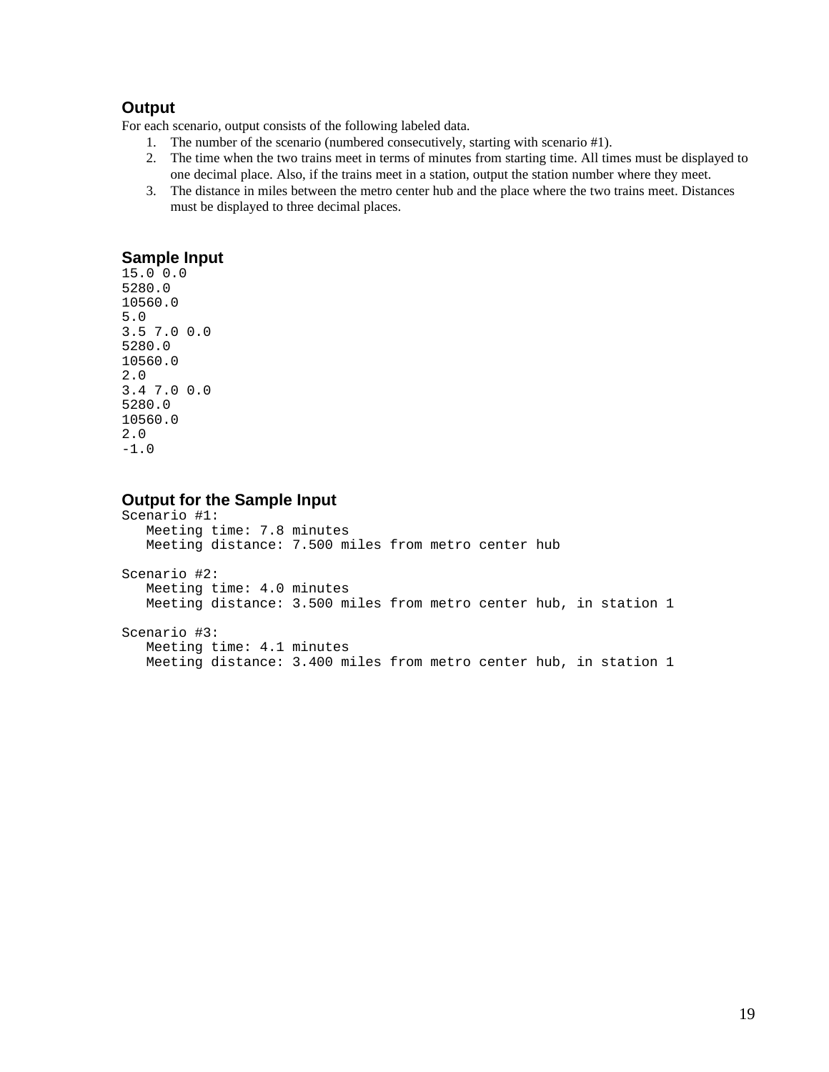### Output

For each scenario, output consists of the following labeled data.

1. The number of the scenario (numbered consecutively, starting with scenario #1).
2. The time when the two trains meet in terms of minutes from starting time. All times must be displayed to one decimal place. Also, if the trains meet in a station, output the station number where they meet.
3. The distance in miles between the metro center hub and the place where the two trains meet. Distances must be displayed to three decimal places.

### Sample Input

```
15.0 0.0
5280.0
10560.0
5.0
3.5 7.0 0.0
5280.0
10560.0
2.0
3.4 7.0 0.0
5280.0
10560.0
2.0
-1.0
```

### Output for the Sample Input

```
Scenario #1:
   Meeting time: 7.8 minutes
   Meeting distance: 7.500 miles from metro center hub

Scenario #2:
   Meeting time: 4.0 minutes
   Meeting distance: 3.500 miles from metro center hub, in station 1

Scenario #3:
   Meeting time: 4.1 minutes
   Meeting distance: 3.400 miles from metro center hub, in station 1
```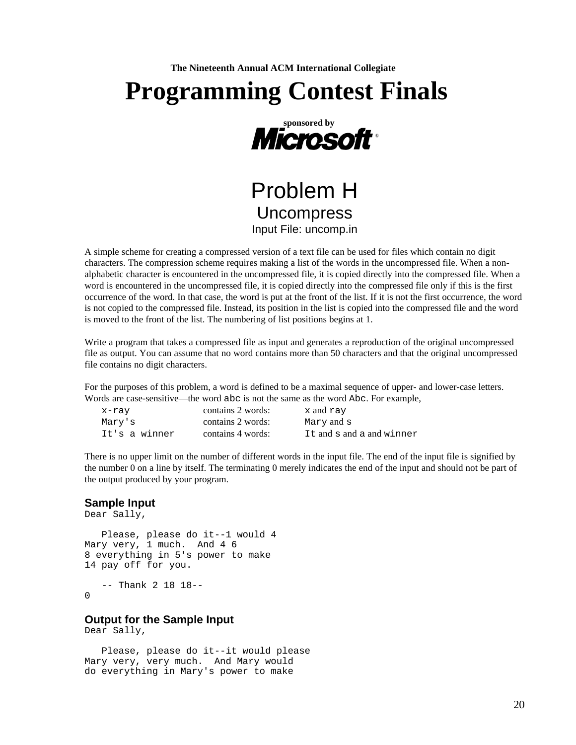The Nineteenth Annual ACM International Collegiate

# Programming Contest Finals

sponsored by Microsoft®

## Problem H
### Uncompress
Input File: uncomp.in

A simple scheme for creating a compressed version of a text file can be used for files which contain no digit characters. The compression scheme requires making a list of the words in the uncompressed file. When a non-alphabetic character is encountered in the uncompressed file, it is copied directly into the compressed file. When a word is encountered in the uncompressed file, it is copied directly into the compressed file only if this is the first occurrence of the word. In that case, the word is put at the front of the list. If it is not the first occurrence, the word is not copied to the compressed file. Instead, its position in the list is copied into the compressed file and the word is moved to the front of the list. The numbering of list positions begins at 1.

Write a program that takes a compressed file as input and generates a reproduction of the original uncompressed file as output. You can assume that no word contains more than 50 characters and that the original uncompressed file contains no digit characters.

For the purposes of this problem, a word is defined to be a maximal sequence of upper- and lower-case letters. Words are case-sensitive—the word `abc` is not the same as the word `Abc`. For example,

| | | |
|---|---|---|
| `x-ray` | contains 2 words: | `x` and `ray` |
| `Mary's` | contains 2 words: | `Mary` and `s` |
| `It's a winner` | contains 4 words: | `It` and `s` and `a` and `winner` |

There is no upper limit on the number of different words in the input file. The end of the input file is signified by the number 0 on a line by itself. The terminating 0 merely indicates the end of the input and should not be part of the output produced by your program.

### Sample Input

```
Dear Sally,

   Please, please do it--1 would 4
Mary very, 1 much.  And 4 6
8 everything in 5's power to make
14 pay off for you.

   -- Thank 2 18 18--
0
```

### Output for the Sample Input

```
Dear Sally,

   Please, please do it--it would please
Mary very, very much.  And Mary would
do everything in Mary's power to make
```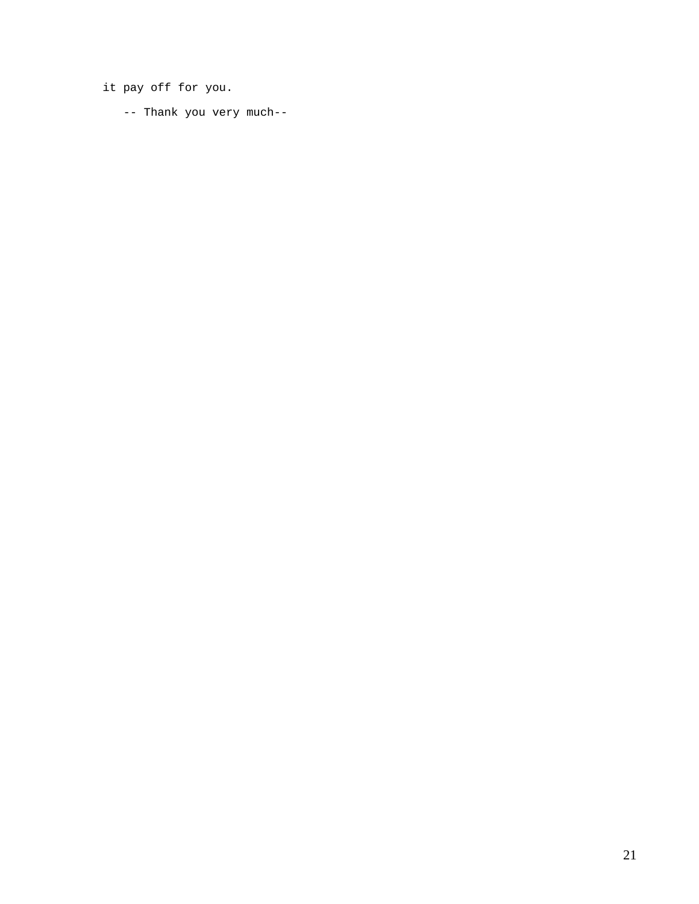it pay off for you.

-- Thank you very much--